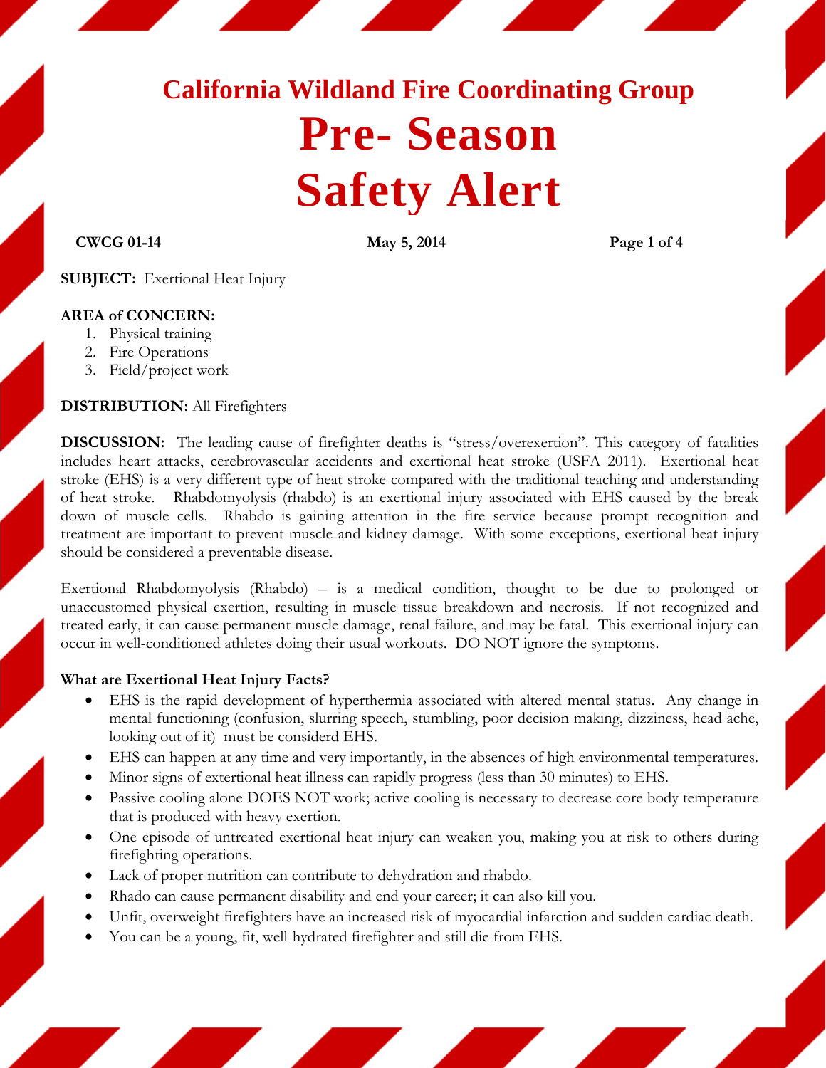# California Wildland Fire Coordinating Group

# Pre- Season Safety Alert

**CWCG 01-14** **May 5, 2014**

**SUBJECT:** Exertional Heat Injury

**AREA of CONCERN:**

1. Physical training
2. Fire Operations
3. Field/project work

**DISTRIBUTION:** All Firefighters

**DISCUSSION:** The leading cause of firefighter deaths is "stress/overexertion". This category of fatalities includes heart attacks, cerebrovascular accidents and exertional heat stroke (USFA 2011). Exertional heat stroke (EHS) is a very different type of heat stroke compared with the traditional teaching and understanding of heat stroke. Rhabdomyolysis (rhabdo) is an exertional injury associated with EHS caused by the break down of muscle cells. Rhabdo is gaining attention in the fire service because prompt recognition and treatment are important to prevent muscle and kidney damage. With some exceptions, exertional heat injury should be considered a preventable disease.

Exertional Rhabdomyolysis (Rhabdo) – is a medical condition, thought to be due to prolonged or unaccustomed physical exertion, resulting in muscle tissue breakdown and necrosis. If not recognized and treated early, it can cause permanent muscle damage, renal failure, and may be fatal. This exertional injury can occur in well-conditioned athletes doing their usual workouts. DO NOT ignore the symptoms.

**What are Exertional Heat Injury Facts?**

- EHS is the rapid development of hyperthermia associated with altered mental status. Any change in mental functioning (confusion, slurring speech, stumbling, poor decision making, dizziness, head ache, looking out of it) must be considerd EHS.
- EHS can happen at any time and very importantly, in the absences of high environmental temperatures.
- Minor signs of extertional heat illness can rapidly progress (less than 30 minutes) to EHS.
- Passive cooling alone DOES NOT work; active cooling is necessary to decrease core body temperature that is produced with heavy exertion.
- One episode of untreated exertional heat injury can weaken you, making you at risk to others during firefighting operations.
- Lack of proper nutrition can contribute to dehydration and rhabdo.
- Rhado can cause permanent disability and end your career; it can also kill you.
- Unfit, overweight firefighters have an increased risk of myocardial infarction and sudden cardiac death.
- You can be a young, fit, well-hydrated firefighter and still die from EHS.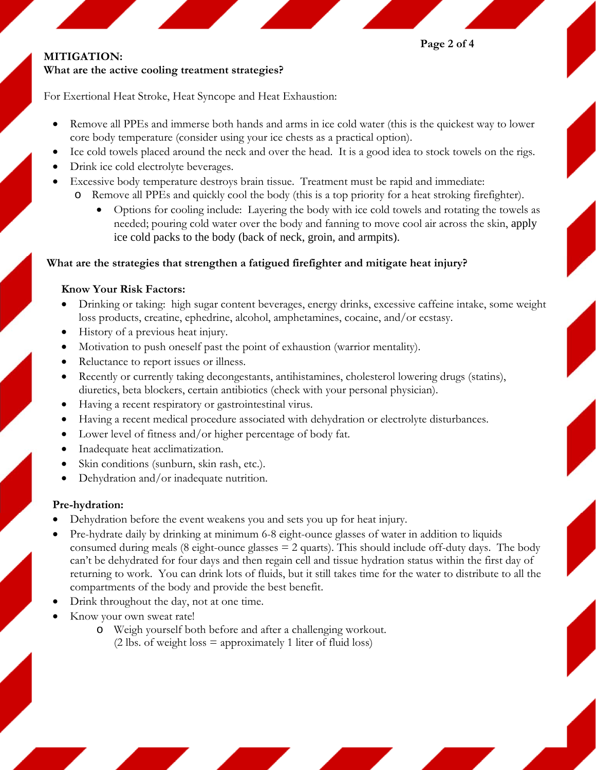**MITIGATION:**
**What are the active cooling treatment strategies?**

For Exertional Heat Stroke, Heat Syncope and Heat Exhaustion:

- Remove all PPEs and immerse both hands and arms in ice cold water (this is the quickest way to lower core body temperature (consider using your ice chests as a practical option).
- Ice cold towels placed around the neck and over the head. It is a good idea to stock towels on the rigs.
- Drink ice cold electrolyte beverages.
- Excessive body temperature destroys brain tissue. Treatment must be rapid and immediate:
  - Remove all PPEs and quickly cool the body (this is a top priority for a heat stroking firefighter).
    - Options for cooling include: Layering the body with ice cold towels and rotating the towels as needed; pouring cold water over the body and fanning to move cool air across the skin, apply ice cold packs to the body (back of neck, groin, and armpits).

**What are the strategies that strengthen a fatigued firefighter and mitigate heat injury?**

**Know Your Risk Factors:**

- Drinking or taking: high sugar content beverages, energy drinks, excessive caffeine intake, some weight loss products, creatine, ephedrine, alcohol, amphetamines, cocaine, and/or ecstasy.
- History of a previous heat injury.
- Motivation to push oneself past the point of exhaustion (warrior mentality).
- Reluctance to report issues or illness.
- Recently or currently taking decongestants, antihistamines, cholesterol lowering drugs (statins), diuretics, beta blockers, certain antibiotics (check with your personal physician).
- Having a recent respiratory or gastrointestinal virus.
- Having a recent medical procedure associated with dehydration or electrolyte disturbances.
- Lower level of fitness and/or higher percentage of body fat.
- Inadequate heat acclimatization.
- Skin conditions (sunburn, skin rash, etc.).
- Dehydration and/or inadequate nutrition.

**Pre-hydration:**

- Dehydration before the event weakens you and sets you up for heat injury.
- Pre-hydrate daily by drinking at minimum 6-8 eight-ounce glasses of water in addition to liquids consumed during meals (8 eight-ounce glasses = 2 quarts). This should include off-duty days. The body can't be dehydrated for four days and then regain cell and tissue hydration status within the first day of returning to work. You can drink lots of fluids, but it still takes time for the water to distribute to all the compartments of the body and provide the best benefit.
- Drink throughout the day, not at one time.
- Know your own sweat rate!
  - Weigh yourself both before and after a challenging workout.
    (2 lbs. of weight loss = approximately 1 liter of fluid loss)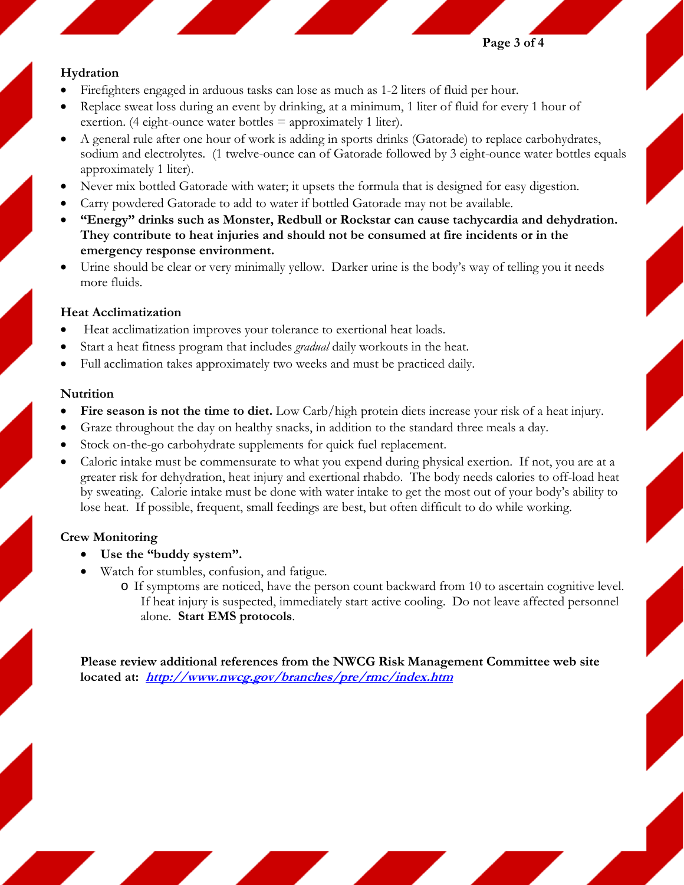### Hydration

- Firefighters engaged in arduous tasks can lose as much as 1-2 liters of fluid per hour.
- Replace sweat loss during an event by drinking, at a minimum, 1 liter of fluid for every 1 hour of exertion. (4 eight-ounce water bottles = approximately 1 liter).
- A general rule after one hour of work is adding in sports drinks (Gatorade) to replace carbohydrates, sodium and electrolytes. (1 twelve-ounce can of Gatorade followed by 3 eight-ounce water bottles equals approximately 1 liter).
- Never mix bottled Gatorade with water; it upsets the formula that is designed for easy digestion.
- Carry powdered Gatorade to add to water if bottled Gatorade may not be available.
- **"Energy" drinks such as Monster, Redbull or Rockstar can cause tachycardia and dehydration. They contribute to heat injuries and should not be consumed at fire incidents or in the emergency response environment.**
- Urine should be clear or very minimally yellow. Darker urine is the body's way of telling you it needs more fluids.

### Heat Acclimatization

- Heat acclimatization improves your tolerance to exertional heat loads.
- Start a heat fitness program that includes *gradual* daily workouts in the heat.
- Full acclimation takes approximately two weeks and must be practiced daily.

### Nutrition

- **Fire season is not the time to diet.** Low Carb/high protein diets increase your risk of a heat injury.
- Graze throughout the day on healthy snacks, in addition to the standard three meals a day.
- Stock on-the-go carbohydrate supplements for quick fuel replacement.
- Caloric intake must be commensurate to what you expend during physical exertion. If not, you are at a greater risk for dehydration, heat injury and exertional rhabdo. The body needs calories to off-load heat by sweating. Calorie intake must be done with water intake to get the most out of your body's ability to lose heat. If possible, frequent, small feedings are best, but often difficult to do while working.

### Crew Monitoring

- **Use the "buddy system".**
- Watch for stumbles, confusion, and fatigue.
  - If symptoms are noticed, have the person count backward from 10 to ascertain cognitive level. If heat injury is suspected, immediately start active cooling. Do not leave affected personnel alone. **Start EMS protocols**.

**Please review additional references from the NWCG Risk Management Committee web site located at: *http://www.nwcg.gov/branches/pre/rmc/index.htm***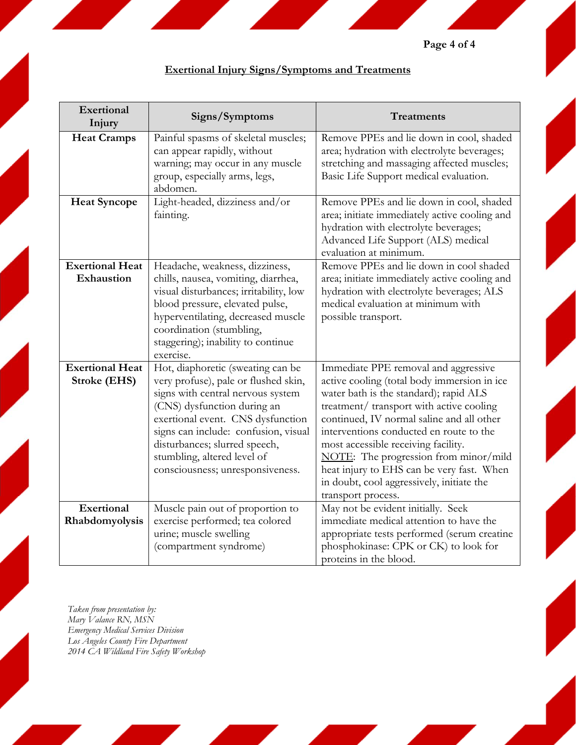## Exertional Injury Signs/Symptoms and Treatments

| Exertional Injury | Signs/Symptoms | Treatments |
|---|---|---|
| **Heat Cramps** | Painful spasms of skeletal muscles; can appear rapidly, without warning; may occur in any muscle group, especially arms, legs, abdomen. | Remove PPEs and lie down in cool, shaded area; hydration with electrolyte beverages; stretching and massaging affected muscles; Basic Life Support medical evaluation. |
| **Heat Syncope** | Light-headed, dizziness and/or fainting. | Remove PPEs and lie down in cool, shaded area; initiate immediately active cooling and hydration with electrolyte beverages; Advanced Life Support (ALS) medical evaluation at minimum. |
| **Exertional Heat Exhaustion** | Headache, weakness, dizziness, chills, nausea, vomiting, diarrhea, visual disturbances; irritability, low blood pressure, elevated pulse, hyperventilating, decreased muscle coordination (stumbling, staggering); inability to continue exercise. | Remove PPEs and lie down in cool shaded area; initiate immediately active cooling and hydration with electrolyte beverages; ALS medical evaluation at minimum with possible transport. |
| **Exertional Heat Stroke (EHS)** | Hot, diaphoretic (sweating can be very profuse), pale or flushed skin, signs with central nervous system (CNS) dysfunction during an exertional event. CNS dysfunction signs can include: confusion, visual disturbances; slurred speech, stumbling, altered level of consciousness; unresponsiveness. | Immediate PPE removal and aggressive active cooling (total body immersion in ice water bath is the standard); rapid ALS treatment/ transport with active cooling continued, IV normal saline and all other interventions conducted en route to the most accessible receiving facility. <u>NOTE</u>: The progression from minor/mild heat injury to EHS can be very fast. When in doubt, cool aggressively, initiate the transport process. |
| **Exertional Rhabdomyolysis** | Muscle pain out of proportion to exercise performed; tea colored urine; muscle swelling (compartment syndrome) | May not be evident initially. Seek immediate medical attention to have the appropriate tests performed (serum creatine phosphokinase: CPK or CK) to look for proteins in the blood. |

*Taken from presentation by:*
*Mary Valance RN, MSN*
*Emergency Medical Services Division*
*Los Angeles County Fire Department*
*2014 CA Wildland Fire Safety Workshop*